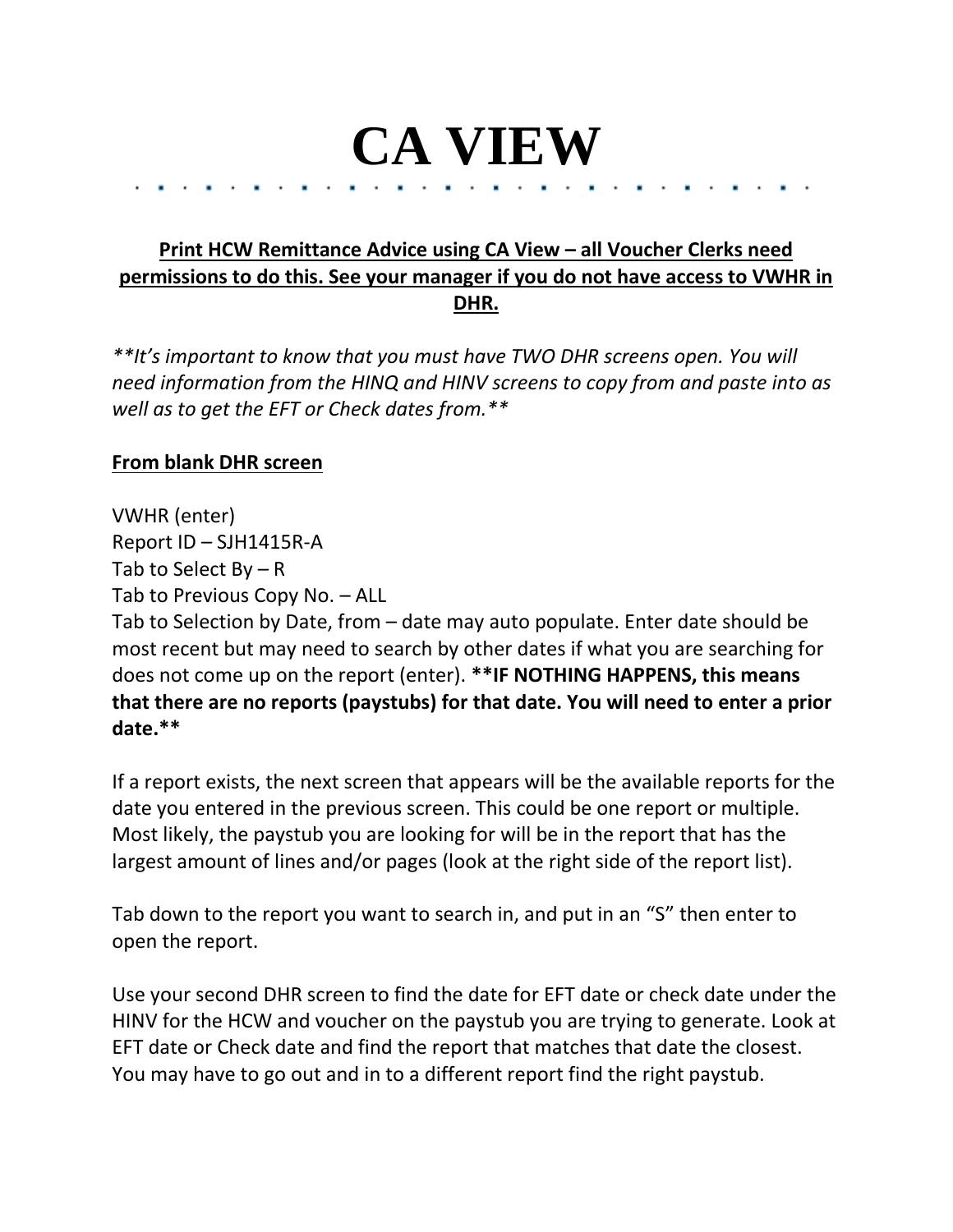# CA VIEW

**<u>Print HCW Remittance Advice using CA View – all Voucher Clerks need permissions to do this. See your manager if you do not have access to VWHR in DHR.</u>**

*\*\*It's important to know that you must have TWO DHR screens open. You will need information from the HINQ and HINV screens to copy from and paste into as well as to get the EFT or Check dates from.\*\**

**<u>From blank DHR screen</u>**

VWHR (enter)
Report ID – SJH1415R-A
Tab to Select By – R
Tab to Previous Copy No. – ALL
Tab to Selection by Date, from – date may auto populate. Enter date should be most recent but may need to search by other dates if what you are searching for does not come up on the report (enter). **\*\*IF NOTHING HAPPENS, this means that there are no reports (paystubs) for that date. You will need to enter a prior date.\*\***

If a report exists, the next screen that appears will be the available reports for the date you entered in the previous screen. This could be one report or multiple. Most likely, the paystub you are looking for will be in the report that has the largest amount of lines and/or pages (look at the right side of the report list).

Tab down to the report you want to search in, and put in an "S" then enter to open the report.

Use your second DHR screen to find the date for EFT date or check date under the HINV for the HCW and voucher on the paystub you are trying to generate. Look at EFT date or Check date and find the report that matches that date the closest. You may have to go out and in to a different report find the right paystub.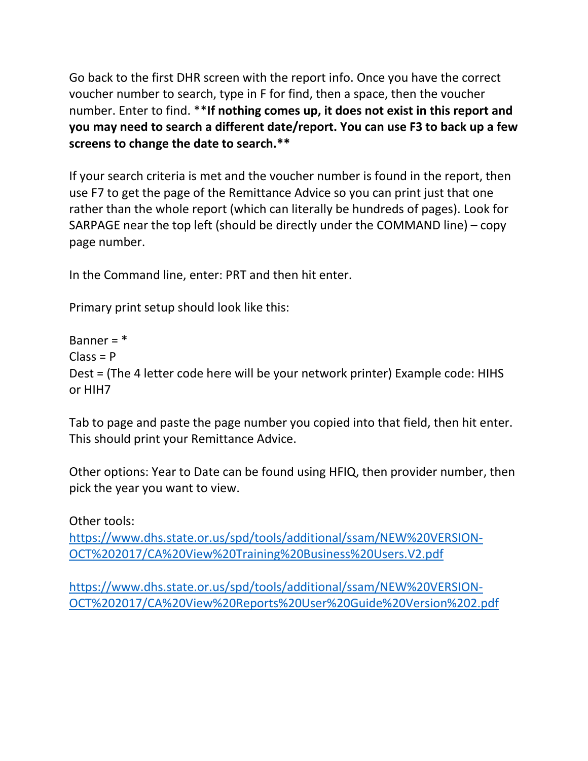Go back to the first DHR screen with the report info. Once you have the correct voucher number to search, type in F for find, then a space, then the voucher number. Enter to find. ****If nothing comes up, it does not exist in this report and you may need to search a different date/report. You can use F3 to back up a few screens to change the date to search.****

If your search criteria is met and the voucher number is found in the report, then use F7 to get the page of the Remittance Advice so you can print just that one rather than the whole report (which can literally be hundreds of pages). Look for SARPAGE near the top left (should be directly under the COMMAND line) – copy page number.

In the Command line, enter: PRT and then hit enter.

Primary print setup should look like this:

Banner = *
Class = P
Dest = (The 4 letter code here will be your network printer) Example code: HIHS or HIH7

Tab to page and paste the page number you copied into that field, then hit enter. This should print your Remittance Advice.

Other options: Year to Date can be found using HFIQ, then provider number, then pick the year you want to view.

Other tools:
[https://www.dhs.state.or.us/spd/tools/additional/ssam/NEW%20VERSION-OCT%202017/CA%20View%20Training%20Business%20Users.V2.pdf](https://www.dhs.state.or.us/spd/tools/additional/ssam/NEW%20VERSION-OCT%202017/CA%20View%20Training%20Business%20Users.V2.pdf)

[https://www.dhs.state.or.us/spd/tools/additional/ssam/NEW%20VERSION-OCT%202017/CA%20View%20Reports%20User%20Guide%20Version%202.pdf](https://www.dhs.state.or.us/spd/tools/additional/ssam/NEW%20VERSION-OCT%202017/CA%20View%20Reports%20User%20Guide%20Version%202.pdf)